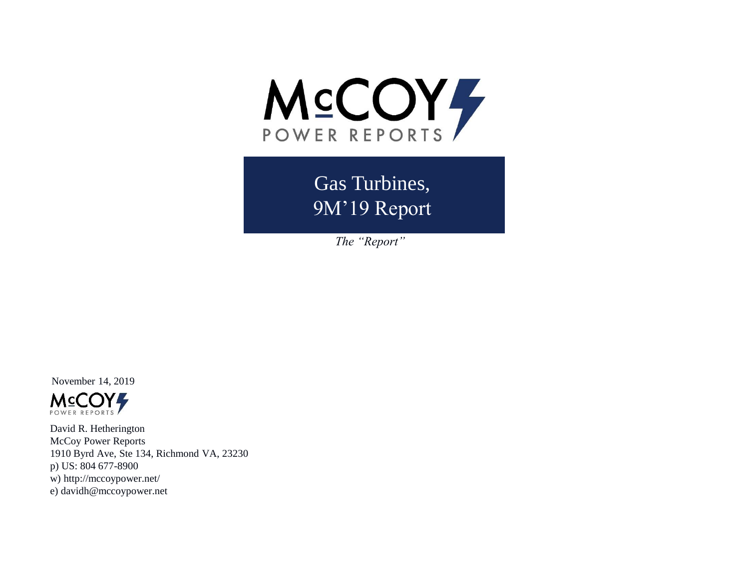# McCOY POWER REPORTS

## Gas Turbines, 9M'19 Report

*The "Report"*

November 14, 2019

McCOY POWER REPORTS

David R. Hetherington
McCoy Power Reports
1910 Byrd Ave, Ste 134, Richmond VA, 23230
p) US: 804 677-8900
w) http://mccoypower.net/
e) davidh@mccoypower.net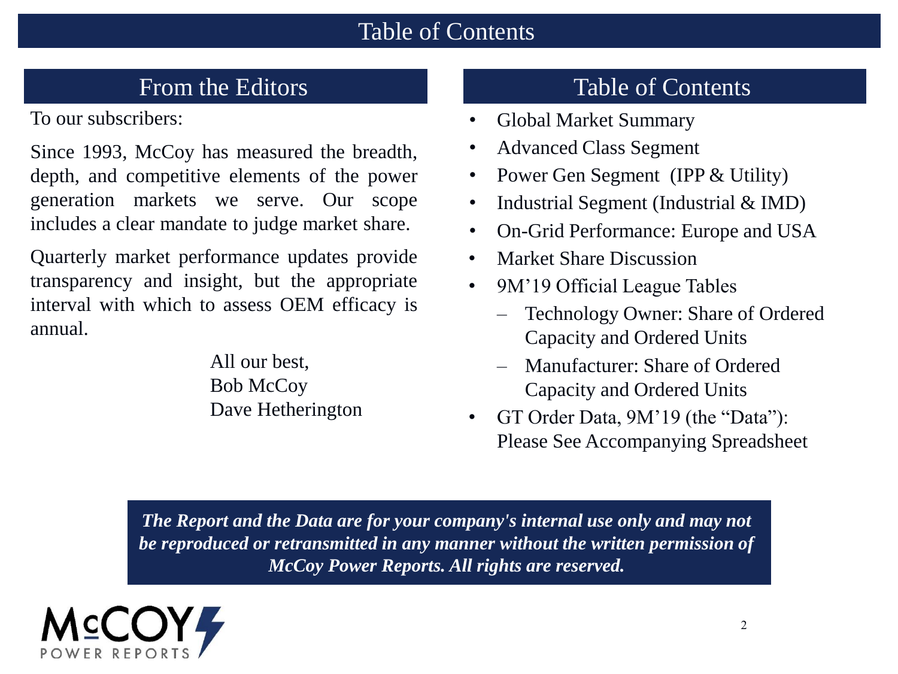# Table of Contents

## From the Editors

To our subscribers:

Since 1993, McCoy has measured the breadth, depth, and competitive elements of the power generation markets we serve. Our scope includes a clear mandate to judge market share.

Quarterly market performance updates provide transparency and insight, but the appropriate interval with which to assess OEM efficacy is annual.

All our best,
Bob McCoy
Dave Hetherington

## Table of Contents

- Global Market Summary
- Advanced Class Segment
- Power Gen Segment (IPP & Utility)
- Industrial Segment (Industrial & IMD)
- On-Grid Performance: Europe and USA
- Market Share Discussion
- 9M'19 Official League Tables
  - Technology Owner: Share of Ordered Capacity and Ordered Units
  - Manufacturer: Share of Ordered Capacity and Ordered Units
- GT Order Data, 9M'19 (the "Data"): Please See Accompanying Spreadsheet

***The Report and the Data are for your company's internal use only and may not be reproduced or retransmitted in any manner without the written permission of McCoy Power Reports. All rights are reserved.***

McCOY POWER REPORTS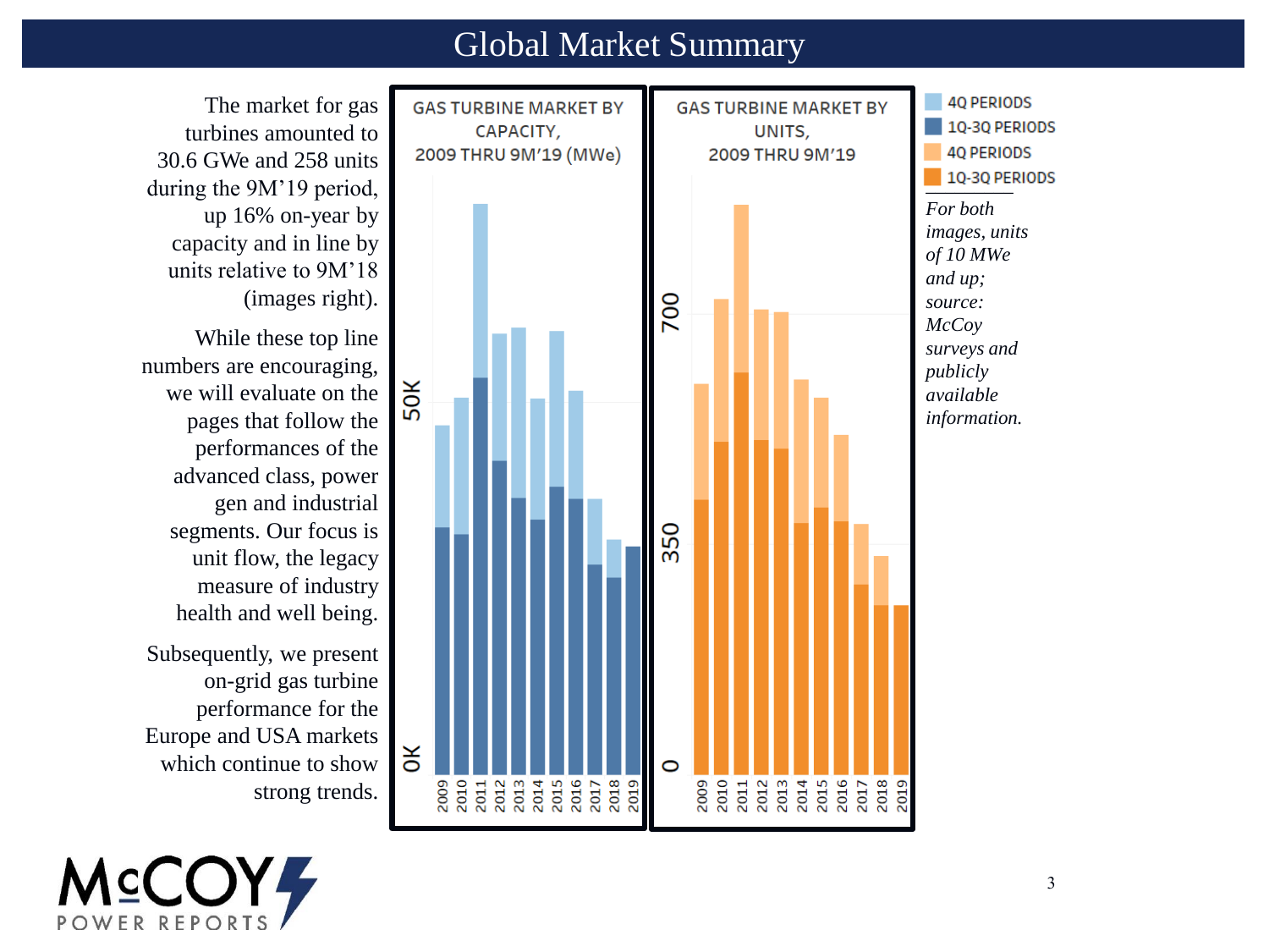# Global Market Summary

The market for gas turbines amounted to 30.6 GWe and 258 units during the 9M'19 period, up 16% on-year by capacity and in line by units relative to 9M'18 (images right).

While these top line numbers are encouraging, we will evaluate on the pages that follow the performances of the advanced class, power gen and industrial segments. Our focus is unit flow, the legacy measure of industry health and well being.

Subsequently, we present on-grid gas turbine performance for the Europe and USA markets which continue to show strong trends.

GAS TURBINE MARKET BY CAPACITY, 2009 THRU 9M'19 (MWe)

GAS TURBINE MARKET BY UNITS, 2009 THRU 9M'19

- 4Q PERIODS
- 1Q-3Q PERIODS
- 4Q PERIODS
- 1Q-3Q PERIODS

*For both images, units of 10 MWe and up; source: McCoy surveys and publicly available information.*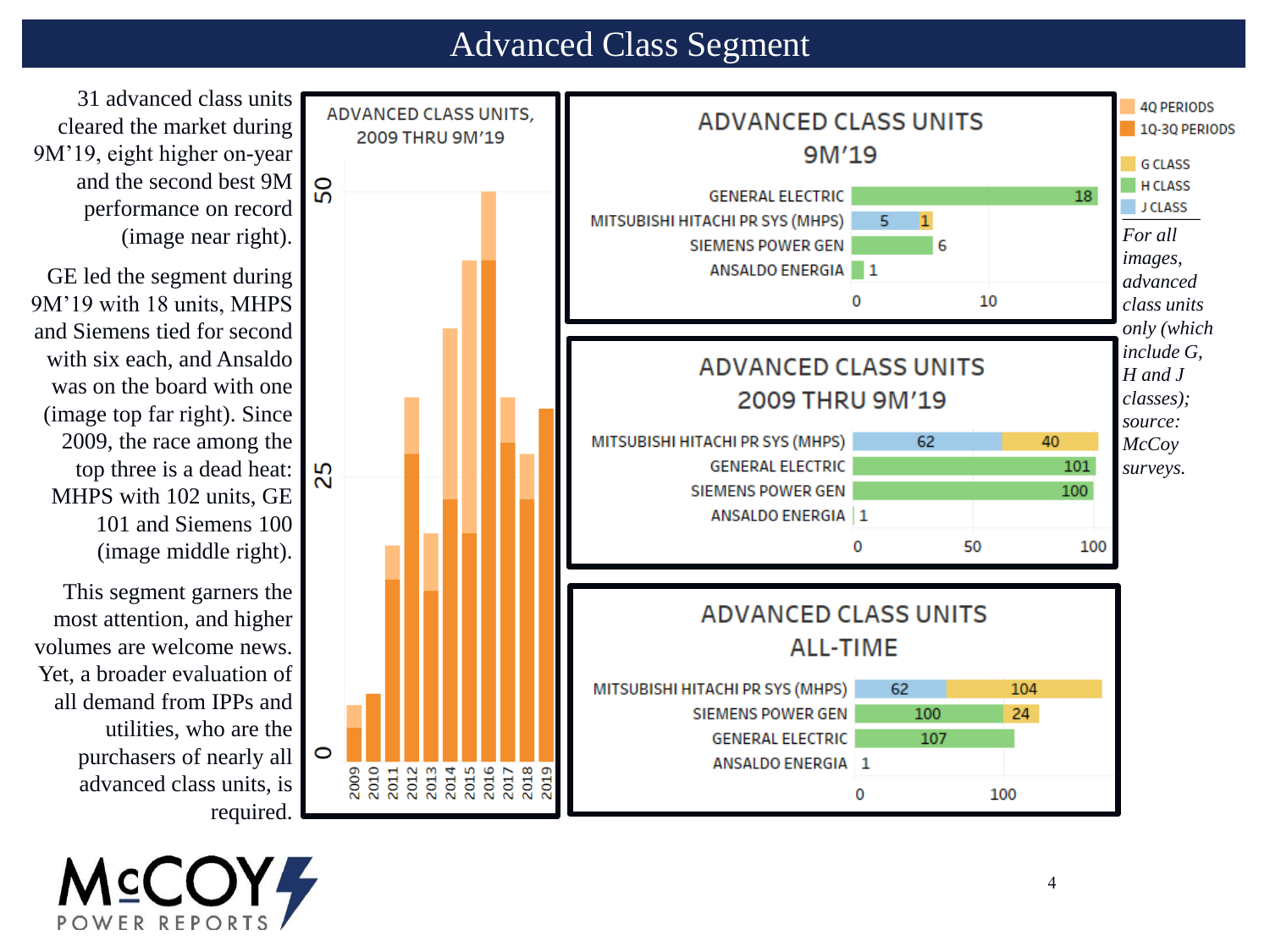# Advanced Class Segment

31 advanced class units cleared the market during 9M'19, eight higher on-year and the second best 9M performance on record (image near right).

GE led the segment during 9M'19 with 18 units, MHPS and Siemens tied for second with six each, and Ansaldo was on the board with one (image top far right). Since 2009, the race among the top three is a dead heat: MHPS with 102 units, GE 101 and Siemens 100 (image middle right).

This segment garners the most attention, and higher volumes are welcome news. Yet, a broader evaluation of all demand from IPPs and utilities, who are the purchasers of nearly all advanced class units, is required.

**ADVANCED CLASS UNITS, 2009 THRU 9M'19**

(Stacked bar chart by year, 2009–2019; legend: 4Q PERIODS, 1Q-3Q PERIODS; axis 0, 25, 50)

**ADVANCED CLASS UNITS 9M'19**

| Company | J Class | G Class | H Class |
|---|---|---|---|
| GENERAL ELECTRIC | | | 18 |
| MITSUBISHI HITACHI PR SYS (MHPS) | 5 | 1 | |
| SIEMENS POWER GEN | | | 6 |
| ANSALDO ENERGIA | | | 1 |

**ADVANCED CLASS UNITS 2009 THRU 9M'19**

| Company | J Class | G Class | H Class |
|---|---|---|---|
| MITSUBISHI HITACHI PR SYS (MHPS) | 62 | 40 | |
| GENERAL ELECTRIC | | | 101 |
| SIEMENS POWER GEN | | | 100 |
| ANSALDO ENERGIA | | | 1 |

**ADVANCED CLASS UNITS ALL-TIME**

| Company | J Class | G Class | H Class |
|---|---|---|---|
| MITSUBISHI HITACHI PR SYS (MHPS) | 62 | 104 | |
| SIEMENS POWER GEN | | 24 | 100 |
| GENERAL ELECTRIC | | | 107 |
| ANSALDO ENERGIA | | | 1 |

Legend: 4Q PERIODS; 1Q-3Q PERIODS; G CLASS; H CLASS; J CLASS

*For all images, advanced class units only (which include G, H and J classes); source: McCoy surveys.*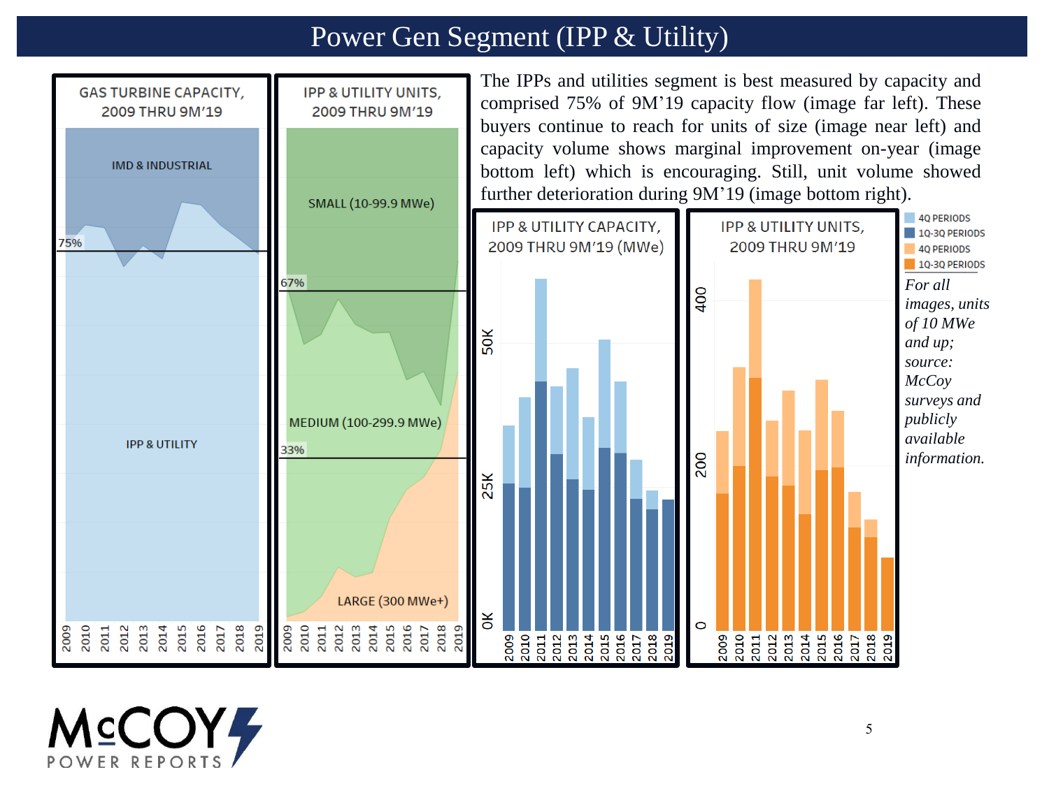# Power Gen Segment (IPP & Utility)

**GAS TURBINE CAPACITY, 2009 THRU 9M'19**

IMD & INDUSTRIAL

75%

IPP & UTILITY

2009 2010 2011 2012 2013 2014 2015 2016 2017 2018 2019

**IPP & UTILITY UNITS, 2009 THRU 9M'19**

SMALL (10-99.9 MWe)

67%

MEDIUM (100-299.9 MWe)

33%

LARGE (300 MWe+)

2009 2010 2011 2012 2013 2014 2015 2016 2017 2018 2019

The IPPs and utilities segment is best measured by capacity and comprised 75% of 9M'19 capacity flow (image far left). These buyers continue to reach for units of size (image near left) and capacity volume shows marginal improvement on-year (image bottom left) which is encouraging. Still, unit volume showed further deterioration during 9M'19 (image bottom right).

**IPP & UTILITY CAPACITY, 2009 THRU 9M'19 (MWe)**

0K 25K 50K

2009 2010 2011 2012 2013 2014 2015 2016 2017 2018 2019

**IPP & UTILITY UNITS, 2009 THRU 9M'19**

0 200 400

2009 2010 2011 2012 2013 2014 2015 2016 2017 2018 2019

4Q PERIODS
1Q-3Q PERIODS
4Q PERIODS
1Q-3Q PERIODS

*For all images, units of 10 MWe and up; source: McCoy surveys and publicly available information.*

McCOY POWER REPORTS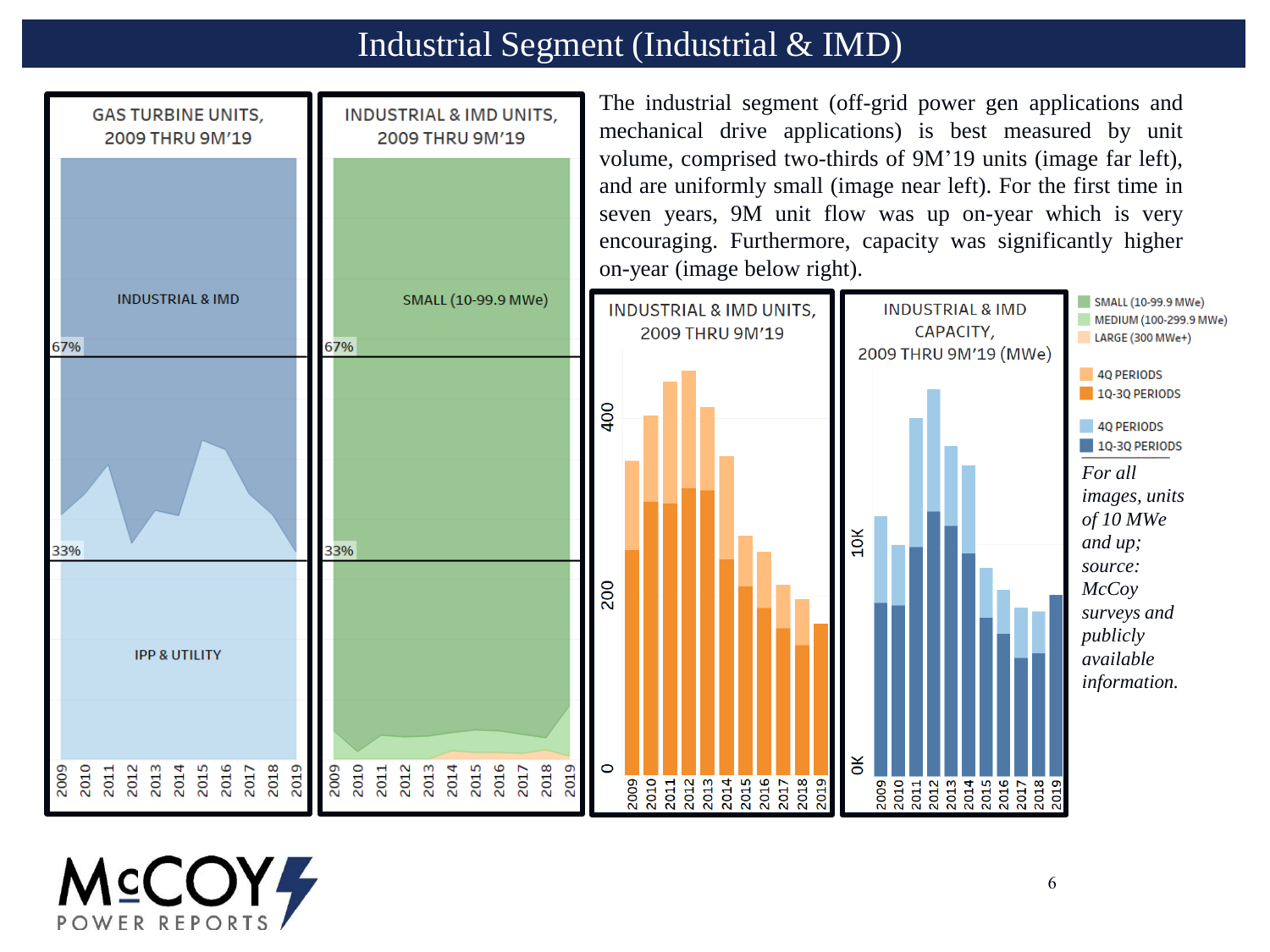# Industrial Segment (Industrial & IMD)

The industrial segment (off-grid power gen applications and mechanical drive applications) is best measured by unit volume, comprised two-thirds of 9M'19 units (image far left), and are uniformly small (image near left). For the first time in seven years, 9M unit flow was up on-year which is very encouraging. Furthermore, capacity was significantly higher on-year (image below right).

GAS TURBINE UNITS, 2009 THRU 9M'19

INDUSTRIAL & IMD UNITS, 2009 THRU 9M'19

INDUSTRIAL & IMD UNITS, 2009 THRU 9M'19

INDUSTRIAL & IMD CAPACITY, 2009 THRU 9M'19 (MWe)

*For all images, units of 10 MWe and up; source: McCoy surveys and publicly available information.*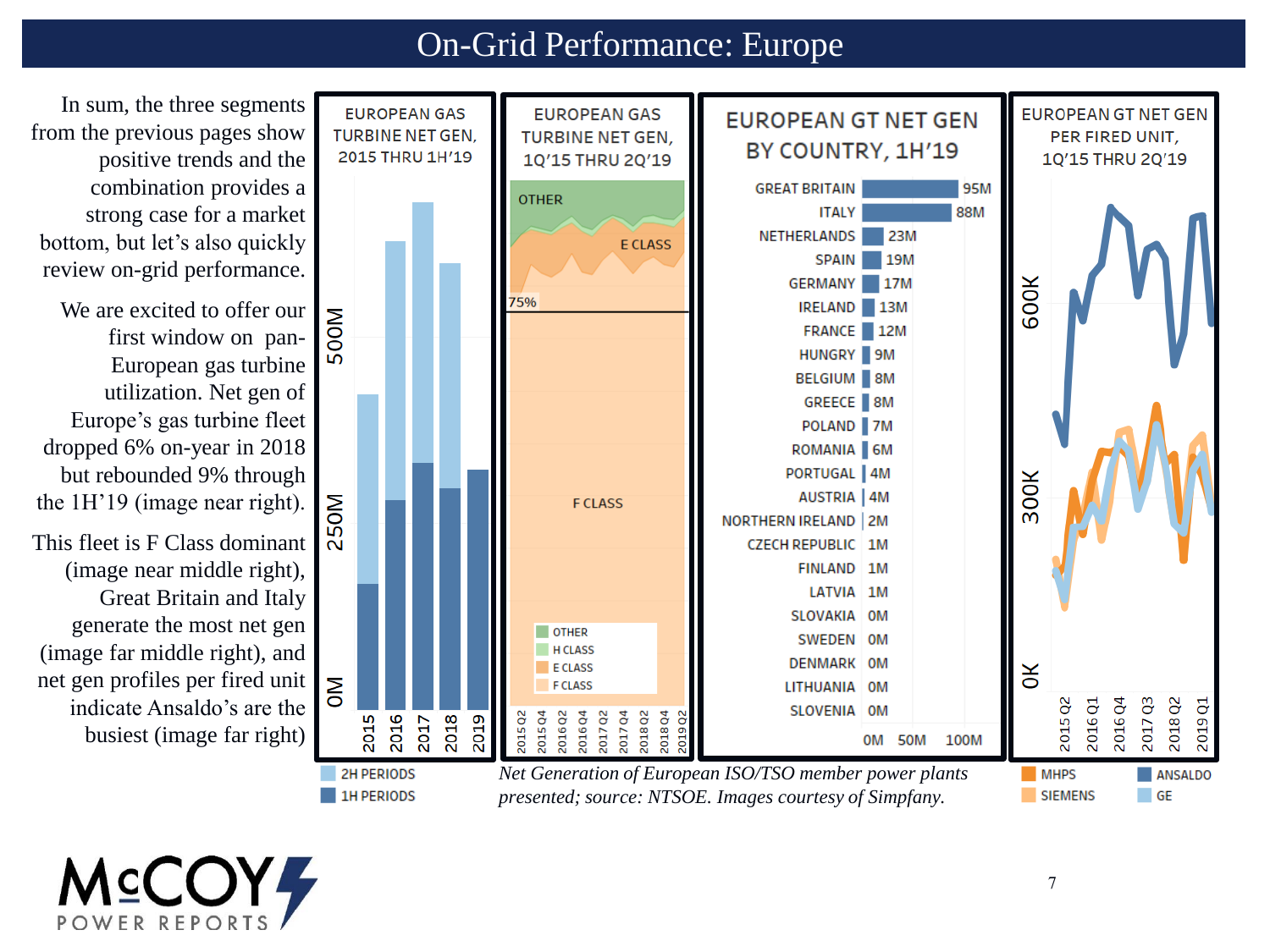# On-Grid Performance: Europe

In sum, the three segments from the previous pages show positive trends and the combination provides a strong case for a market bottom, but let's also quickly review on-grid performance.

We are excited to offer our first window on pan-European gas turbine utilization. Net gen of Europe's gas turbine fleet dropped 6% on-year in 2018 but rebounded 9% through the 1H'19 (image near right).

This fleet is F Class dominant (image near middle right), Great Britain and Italy generate the most net gen (image far middle right), and net gen profiles per fired unit indicate Ansaldo's are the busiest (image far right)

**EUROPEAN GAS TURBINE NET GEN, 2015 THRU 1H'19**

Legend: 2H PERIODS, 1H PERIODS

**EUROPEAN GAS TURBINE NET GEN, 1Q'15 THRU 2Q'19**

Legend: OTHER, H CLASS, E CLASS, F CLASS

**EUROPEAN GT NET GEN BY COUNTRY, 1H'19**

| Country | Net Gen |
|---|---|
| GREAT BRITAIN | 95M |
| ITALY | 88M |
| NETHERLANDS | 23M |
| SPAIN | 19M |
| GERMANY | 17M |
| IRELAND | 13M |
| FRANCE | 12M |
| HUNGRY | 9M |
| BELGIUM | 8M |
| GREECE | 8M |
| POLAND | 7M |
| ROMANIA | 6M |
| PORTUGAL | 4M |
| AUSTRIA | 4M |
| NORTHERN IRELAND | 2M |
| CZECH REPUBLIC | 1M |
| FINLAND | 1M |
| LATVIA | 1M |
| SLOVAKIA | 0M |
| SWEDEN | 0M |
| DENMARK | 0M |
| LITHUANIA | 0M |
| SLOVENIA | 0M |

**EUROPEAN GT NET GEN PER FIRED UNIT, 1Q'15 THRU 2Q'19**

Legend: MHPS, ANSALDO, SIEMENS, GE

*Net Generation of European ISO/TSO member power plants presented; source: NTSOE. Images courtesy of Simpfany.*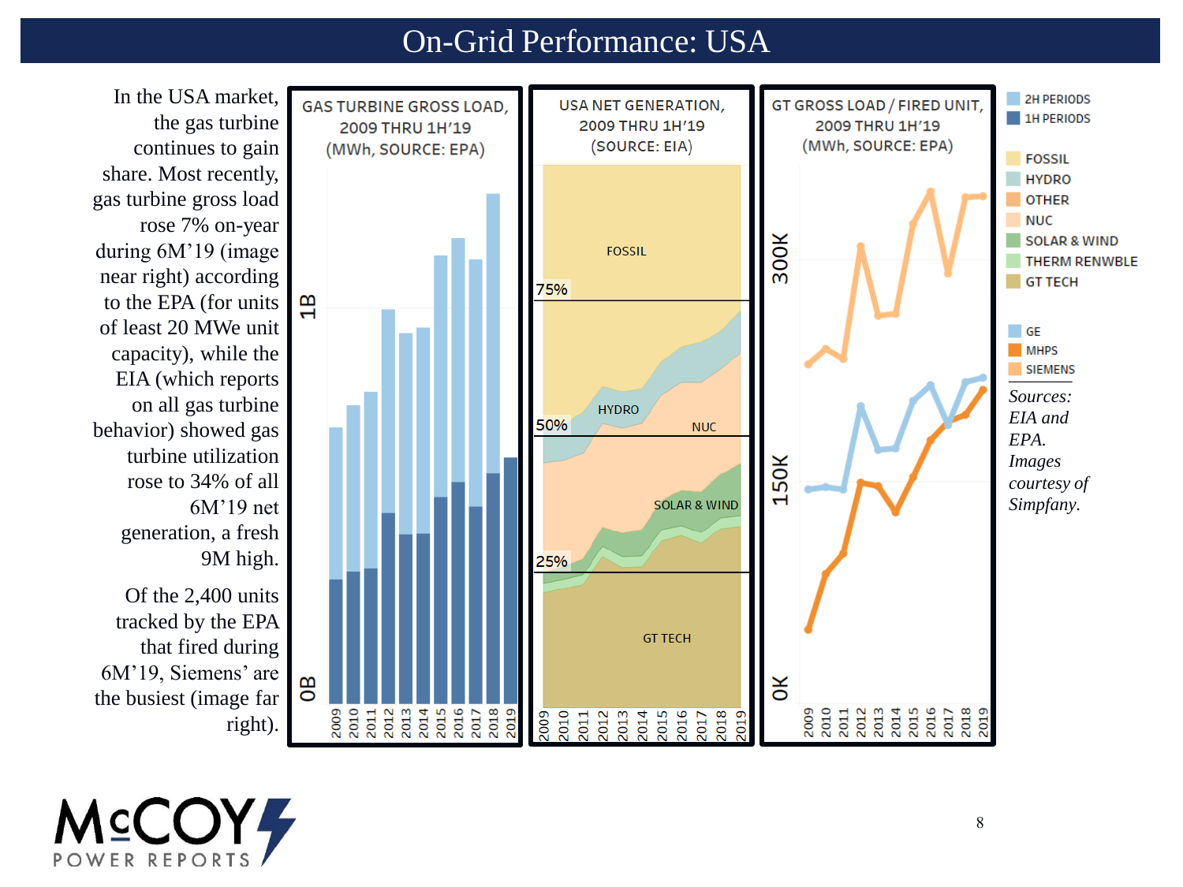# On-Grid Performance: USA

In the USA market, the gas turbine continues to gain share. Most recently, gas turbine gross load rose 7% on-year during 6M'19 (image near right) according to the EPA (for units of least 20 MWe unit capacity), while the EIA (which reports on all gas turbine behavior) showed gas turbine utilization rose to 34% of all 6M'19 net generation, a fresh 9M high.

Of the 2,400 units tracked by the EPA that fired during 6M'19, Siemens' are the busiest (image far right).

GAS TURBINE GROSS LOAD, 2009 THRU 1H'19 (MWh, SOURCE: EPA)

USA NET GENERATION, 2009 THRU 1H'19 (SOURCE: EIA)

GT GROSS LOAD / FIRED UNIT, 2009 THRU 1H'19 (MWh, SOURCE: EPA)

2H PERIODS
1H PERIODS

FOSSIL
HYDRO
OTHER
NUC
SOLAR & WIND
THERM RENWBLE
GT TECH

GE
MHPS
SIEMENS

*Sources: EIA and EPA. Images courtesy of Simpfany.*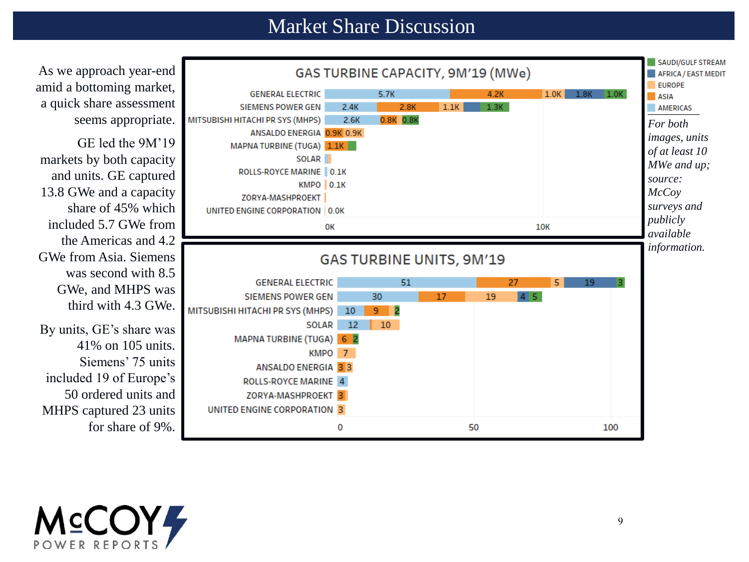# Market Share Discussion

As we approach year-end amid a bottoming market, a quick share assessment seems appropriate.

GE led the 9M'19 markets by both capacity and units. GE captured 13.8 GWe and a capacity share of 45% which included 5.7 GWe from the Americas and 4.2 GWe from Asia. Siemens was second with 8.5 GWe, and MHPS was third with 4.3 GWe.

By units, GE's share was 41% on 105 units. Siemens' 75 units included 19 of Europe's 50 ordered units and MHPS captured 23 units for share of 9%.

## GAS TURBINE CAPACITY, 9M'19 (MWe)

| Company | Americas | Asia | Europe | Africa / East Medit | Saudi/Gulf Stream |
|---|---|---|---|---|---|
| GENERAL ELECTRIC | 5.7K | 4.2K | 1.0K | 1.8K | 1.0K |
| SIEMENS POWER GEN | 2.4K | 2.8K | 1.1K | | 1.3K |
| MITSUBISHI HITACHI PR SYS (MHPS) | 2.6K | 0.8K | | | 0.8K |
| ANSALDO ENERGIA | | 0.9K | 0.9K | | |
| MAPNA TURBINE (TUGA) | | 1.1K | | | |
| SOLAR | | | | | |
| ROLLS-ROYCE MARINE | 0.1K | | | | |
| KMPO | | | 0.1K | | |
| ZORYA-MASHPROEKT | | | | | |
| UNITED ENGINE CORPORATION | 0.0K | | | | |

## GAS TURBINE UNITS, 9M'19

| Company | Americas | Asia | Europe | Africa / East Medit | Saudi/Gulf Stream |
|---|---|---|---|---|---|
| GENERAL ELECTRIC | 51 | 27 | 5 | 19 | 3 |
| SIEMENS POWER GEN | 30 | 17 | 19 | 4 | 5 |
| MITSUBISHI HITACHI PR SYS (MHPS) | 10 | 9 | | | 2 |
| SOLAR | 12 | | 10 | | |
| MAPNA TURBINE (TUGA) | | 6 | | | 2 |
| KMPO | | | 7 | | |
| ANSALDO ENERGIA | | 3 | 3 | | |
| ROLLS-ROYCE MARINE | 4 | | | | |
| ZORYA-MASHPROEKT | | 3 | | | |
| UNITED ENGINE CORPORATION | | 3 | | | |

*For both images, units of at least 10 MWe and up; source: McCoy surveys and publicly available information.*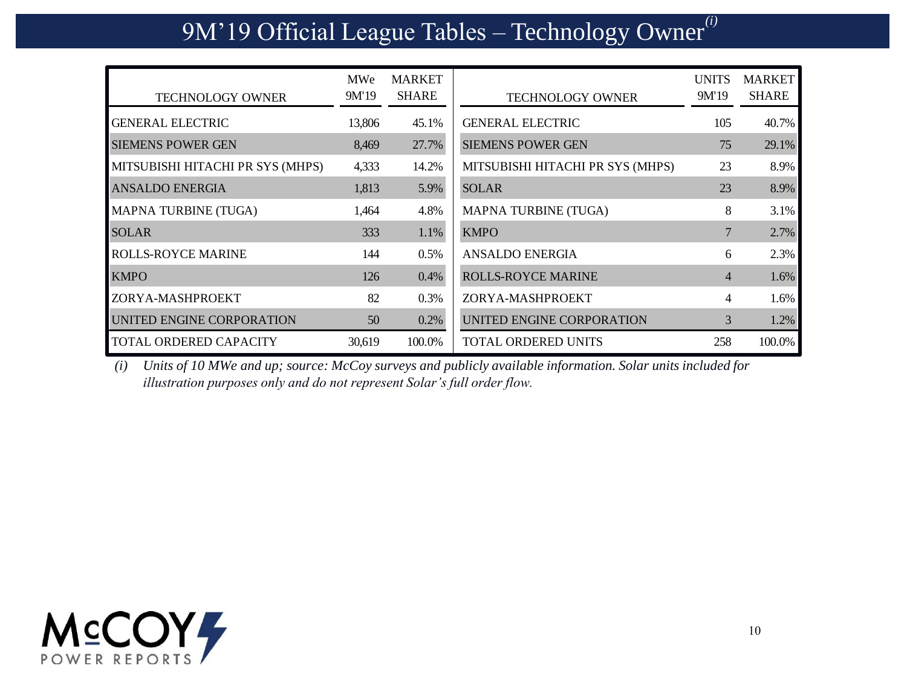# 9M'19 Official League Tables – Technology Owner[(i)]

| TECHNOLOGY OWNER | MWe 9M'19 | MARKET SHARE |
|---|---|---|
| GENERAL ELECTRIC | 13,806 | 45.1% |
| SIEMENS POWER GEN | 8,469 | 27.7% |
| MITSUBISHI HITACHI PR SYS (MHPS) | 4,333 | 14.2% |
| ANSALDO ENERGIA | 1,813 | 5.9% |
| MAPNA TURBINE (TUGA) | 1,464 | 4.8% |
| SOLAR | 333 | 1.1% |
| ROLLS-ROYCE MARINE | 144 | 0.5% |
| KMPO | 126 | 0.4% |
| ZORYA-MASHPROEKT | 82 | 0.3% |
| UNITED ENGINE CORPORATION | 50 | 0.2% |
| TOTAL ORDERED CAPACITY | 30,619 | 100.0% |

| TECHNOLOGY OWNER | UNITS 9M'19 | MARKET SHARE |
|---|---|---|
| GENERAL ELECTRIC | 105 | 40.7% |
| SIEMENS POWER GEN | 75 | 29.1% |
| MITSUBISHI HITACHI PR SYS (MHPS) | 23 | 8.9% |
| SOLAR | 23 | 8.9% |
| MAPNA TURBINE (TUGA) | 8 | 3.1% |
| KMPO | 7 | 2.7% |
| ANSALDO ENERGIA | 6 | 2.3% |
| ROLLS-ROYCE MARINE | 4 | 1.6% |
| ZORYA-MASHPROEKT | 4 | 1.6% |
| UNITED ENGINE CORPORATION | 3 | 1.2% |
| TOTAL ORDERED UNITS | 258 | 100.0% |

*(i) Units of 10 MWe and up; source: McCoy surveys and publicly available information. Solar units included for illustration purposes only and do not represent Solar's full order flow.*

McCOY POWER REPORTS